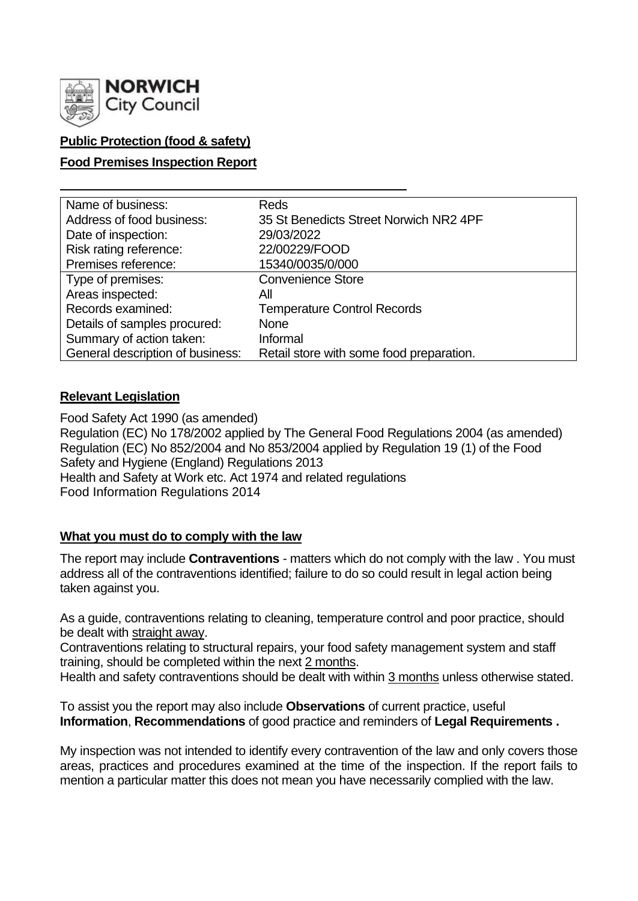**NORWICH** City Council

**Public Protection (food & safety)**

**Food Premises Inspection Report**

| | |
|---|---|
| Name of business: | Reds |
| Address of food business: | 35 St Benedicts Street Norwich NR2 4PF |
| Date of inspection: | 29/03/2022 |
| Risk rating reference: | 22/00229/FOOD |
| Premises reference: | 15340/0035/0/000 |
| Type of premises: | Convenience Store |
| Areas inspected: | All |
| Records examined: | Temperature Control Records |
| Details of samples procured: | None |
| Summary of action taken: | Informal |
| General description of business: | Retail store with some food preparation. |

**Relevant Legislation**

Food Safety Act 1990 (as amended)
Regulation (EC) No 178/2002 applied by The General Food Regulations 2004 (as amended)
Regulation (EC) No 852/2004 and No 853/2004 applied by Regulation 19 (1) of the Food Safety and Hygiene (England) Regulations 2013
Health and Safety at Work etc. Act 1974 and related regulations
Food Information Regulations 2014

**What you must do to comply with the law**

The report may include **Contraventions** - matters which do not comply with the law . You must address all of the contraventions identified; failure to do so could result in legal action being taken against you.

As a guide, contraventions relating to cleaning, temperature control and poor practice, should be dealt with straight away.
Contraventions relating to structural repairs, your food safety management system and staff training, should be completed within the next 2 months.
Health and safety contraventions should be dealt with within 3 months unless otherwise stated.

To assist you the report may also include **Observations** of current practice, useful **Information**, **Recommendations** of good practice and reminders of **Legal Requirements .**

My inspection was not intended to identify every contravention of the law and only covers those areas, practices and procedures examined at the time of the inspection. If the report fails to mention a particular matter this does not mean you have necessarily complied with the law.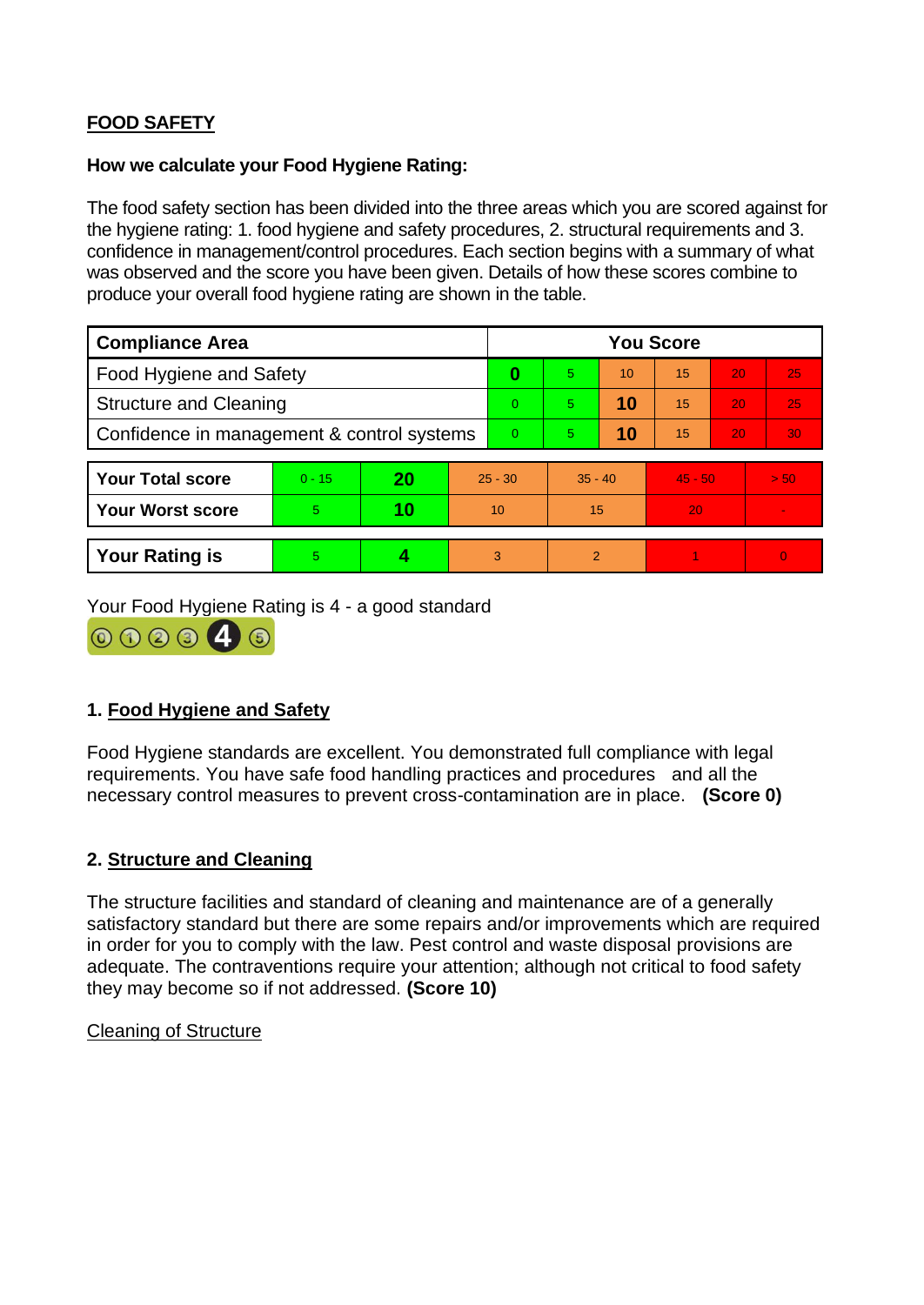## FOOD SAFETY

**How we calculate your Food Hygiene Rating:**

The food safety section has been divided into the three areas which you are scored against for the hygiene rating: 1. food hygiene and safety procedures, 2. structural requirements and 3. confidence in management/control procedures. Each section begins with a summary of what was observed and the score you have been given. Details of how these scores combine to produce your overall food hygiene rating are shown in the table.

| Compliance Area | You Score | | | | | |
|---|---|---|---|---|---|---|
| Food Hygiene and Safety | **0** | 5 | 10 | 15 | 20 | 25 |
| Structure and Cleaning | 0 | 5 | **10** | 15 | 20 | 25 |
| Confidence in management & control systems | 0 | 5 | **10** | 15 | 20 | 30 |

| | | | | | | |
|---|---|---|---|---|---|---|
| **Your Total score** | 0 - 15 | **20** | 25 - 30 | 35 - 40 | 45 - 50 | > 50 |
| **Your Worst score** | 5 | **10** | 10 | 15 | 20 | - |

| | | | | | | |
|---|---|---|---|---|---|---|
| **Your Rating is** | 5 | **4** | 3 | 2 | 1 | 0 |

Your Food Hygiene Rating is 4 - a good standard

### 1. Food Hygiene and Safety

Food Hygiene standards are excellent. You demonstrated full compliance with legal requirements. You have safe food handling practices and procedures and all the necessary control measures to prevent cross-contamination are in place. **(Score 0)**

### 2. Structure and Cleaning

The structure facilities and standard of cleaning and maintenance are of a generally satisfactory standard but there are some repairs and/or improvements which are required in order for you to comply with the law. Pest control and waste disposal provisions are adequate. The contraventions require your attention; although not critical to food safety they may become so if not addressed. **(Score 10)**

Cleaning of Structure